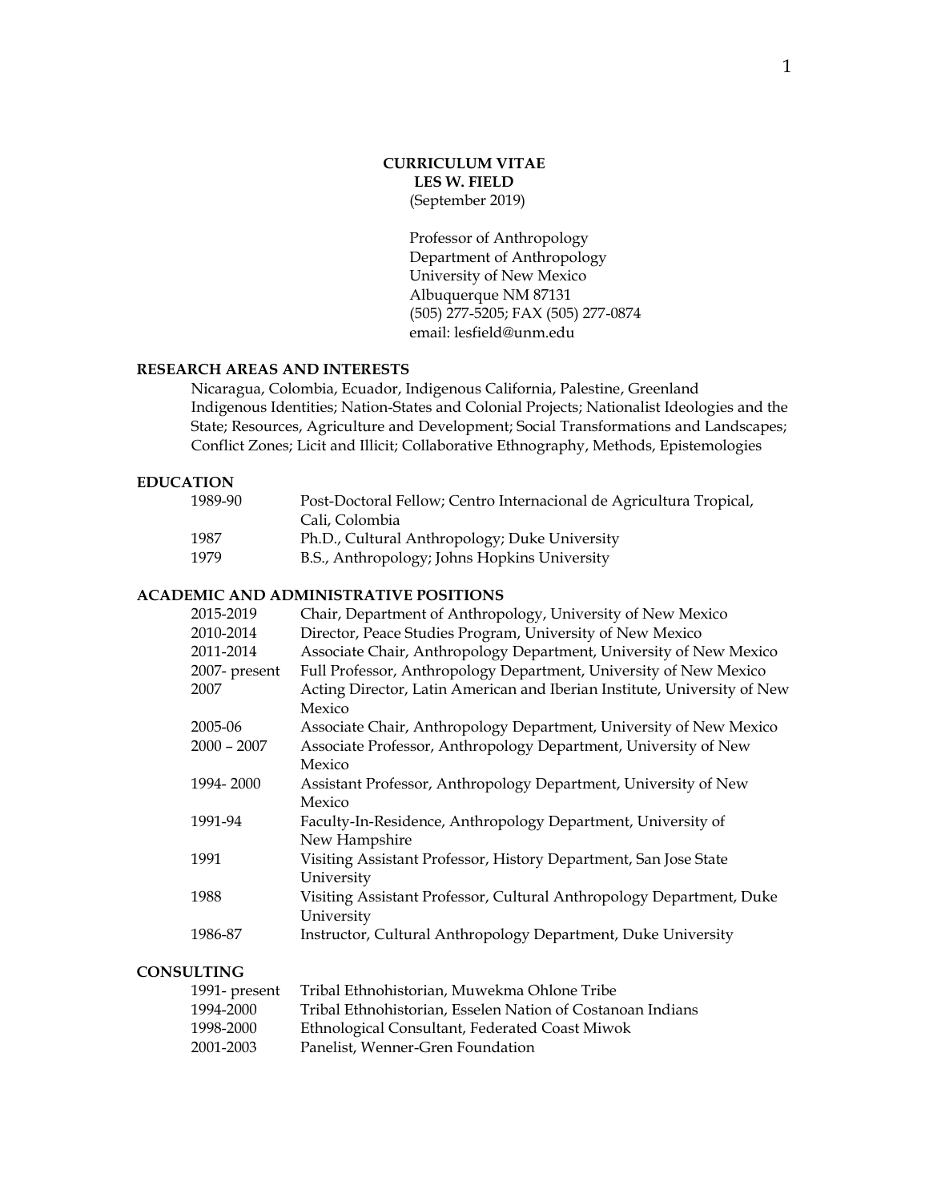# CURRICULUM VITAE
## LES W. FIELD
(September 2019)

Professor of Anthropology
Department of Anthropology
University of New Mexico
Albuquerque NM 87131
(505) 277-5205; FAX (505) 277-0874
email: lesfield@unm.edu

## RESEARCH AREAS AND INTERESTS

Nicaragua, Colombia, Ecuador, Indigenous California, Palestine, Greenland
Indigenous Identities; Nation-States and Colonial Projects; Nationalist Ideologies and the State; Resources, Agriculture and Development; Social Transformations and Landscapes; Conflict Zones; Licit and Illicit; Collaborative Ethnography, Methods, Epistemologies

## EDUCATION

| | |
|---|---|
| 1989-90 | Post-Doctoral Fellow; Centro Internacional de Agricultura Tropical, Cali, Colombia |
| 1987 | Ph.D., Cultural Anthropology; Duke University |
| 1979 | B.S., Anthropology; Johns Hopkins University |

## ACADEMIC AND ADMINISTRATIVE POSITIONS

| | |
|---|---|
| 2015-2019 | Chair, Department of Anthropology, University of New Mexico |
| 2010-2014 | Director, Peace Studies Program, University of New Mexico |
| 2011-2014 | Associate Chair, Anthropology Department, University of New Mexico |
| 2007- present | Full Professor, Anthropology Department, University of New Mexico |
| 2007 | Acting Director, Latin American and Iberian Institute, University of New Mexico |
| 2005-06 | Associate Chair, Anthropology Department, University of New Mexico |
| 2000 – 2007 | Associate Professor, Anthropology Department, University of New Mexico |
| 1994- 2000 | Assistant Professor, Anthropology Department, University of New Mexico |
| 1991-94 | Faculty-In-Residence, Anthropology Department, University of New Hampshire |
| 1991 | Visiting Assistant Professor, History Department, San Jose State University |
| 1988 | Visiting Assistant Professor, Cultural Anthropology Department, Duke University |
| 1986-87 | Instructor, Cultural Anthropology Department, Duke University |

## CONSULTING

| | |
|---|---|
| 1991- present | Tribal Ethnohistorian, Muwekma Ohlone Tribe |
| 1994-2000 | Tribal Ethnohistorian, Esselen Nation of Costanoan Indians |
| 1998-2000 | Ethnological Consultant, Federated Coast Miwok |
| 2001-2003 | Panelist, Wenner-Gren Foundation |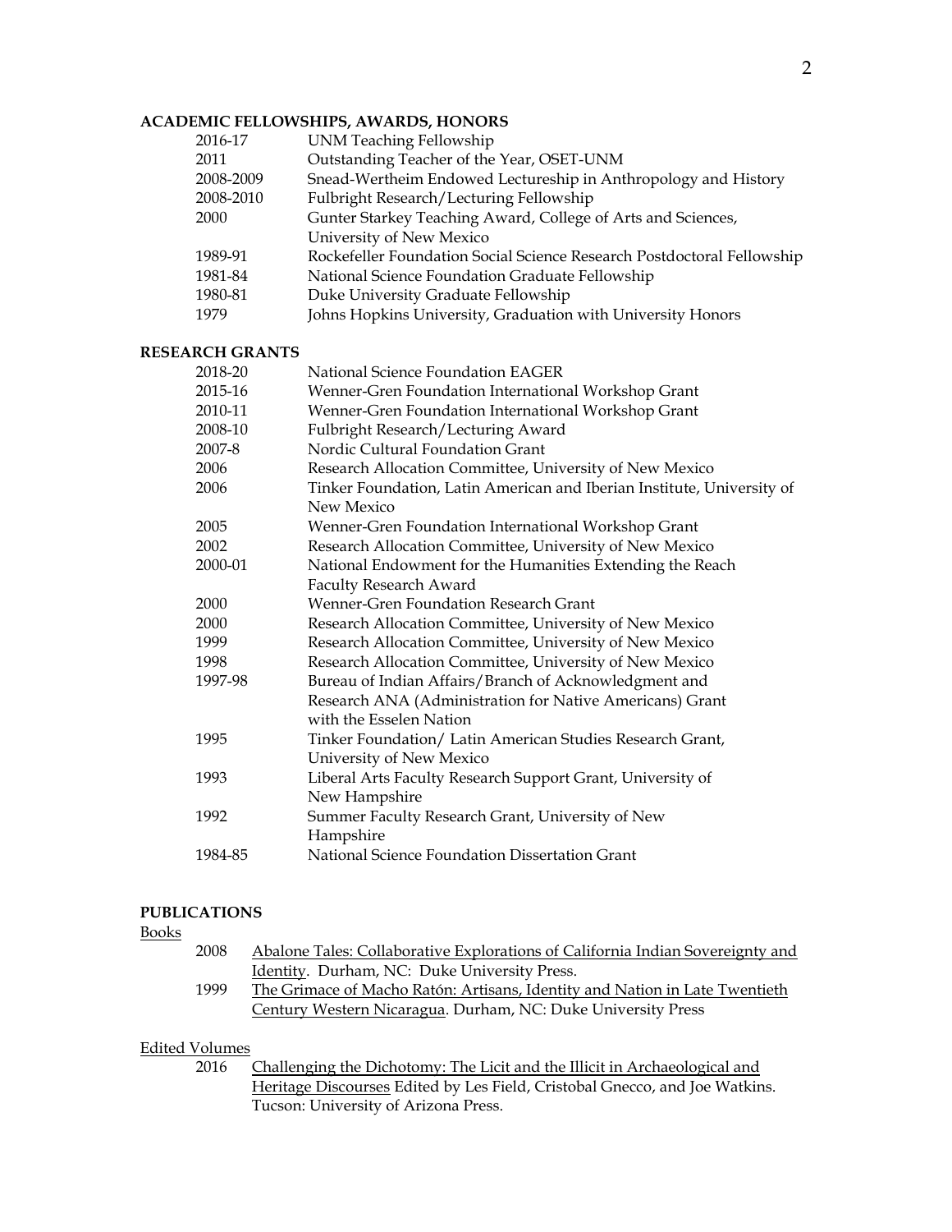## ACADEMIC FELLOWSHIPS, AWARDS, HONORS

| | |
|---|---|
| 2016-17 | UNM Teaching Fellowship |
| 2011 | Outstanding Teacher of the Year, OSET-UNM |
| 2008-2009 | Snead-Wertheim Endowed Lectureship in Anthropology and History |
| 2008-2010 | Fulbright Research/Lecturing Fellowship |
| 2000 | Gunter Starkey Teaching Award, College of Arts and Sciences, University of New Mexico |
| 1989-91 | Rockefeller Foundation Social Science Research Postdoctoral Fellowship |
| 1981-84 | National Science Foundation Graduate Fellowship |
| 1980-81 | Duke University Graduate Fellowship |
| 1979 | Johns Hopkins University, Graduation with University Honors |

## RESEARCH GRANTS

| | |
|---|---|
| 2018-20 | National Science Foundation EAGER |
| 2015-16 | Wenner-Gren Foundation International Workshop Grant |
| 2010-11 | Wenner-Gren Foundation International Workshop Grant |
| 2008-10 | Fulbright Research/Lecturing Award |
| 2007-8 | Nordic Cultural Foundation Grant |
| 2006 | Research Allocation Committee, University of New Mexico |
| 2006 | Tinker Foundation, Latin American and Iberian Institute, University of New Mexico |
| 2005 | Wenner-Gren Foundation International Workshop Grant |
| 2002 | Research Allocation Committee, University of New Mexico |
| 2000-01 | National Endowment for the Humanities Extending the Reach Faculty Research Award |
| 2000 | Wenner-Gren Foundation Research Grant |
| 2000 | Research Allocation Committee, University of New Mexico |
| 1999 | Research Allocation Committee, University of New Mexico |
| 1998 | Research Allocation Committee, University of New Mexico |
| 1997-98 | Bureau of Indian Affairs/Branch of Acknowledgment and Research ANA (Administration for Native Americans) Grant with the Esselen Nation |
| 1995 | Tinker Foundation/ Latin American Studies Research Grant, University of New Mexico |
| 1993 | Liberal Arts Faculty Research Support Grant, University of New Hampshire |
| 1992 | Summer Faculty Research Grant, University of New Hampshire |
| 1984-85 | National Science Foundation Dissertation Grant |

## PUBLICATIONS

### Books

2008 *Abalone Tales: Collaborative Explorations of California Indian Sovereignty and Identity*. Durham, NC: Duke University Press.

1999 *The Grimace of Macho Ratón: Artisans, Identity and Nation in Late Twentieth Century Western Nicaragua*. Durham, NC: Duke University Press

### Edited Volumes

2016 *Challenging the Dichotomy: The Licit and the Illicit in Archaeological and Heritage Discourses* Edited by Les Field, Cristobal Gnecco, and Joe Watkins. Tucson: University of Arizona Press.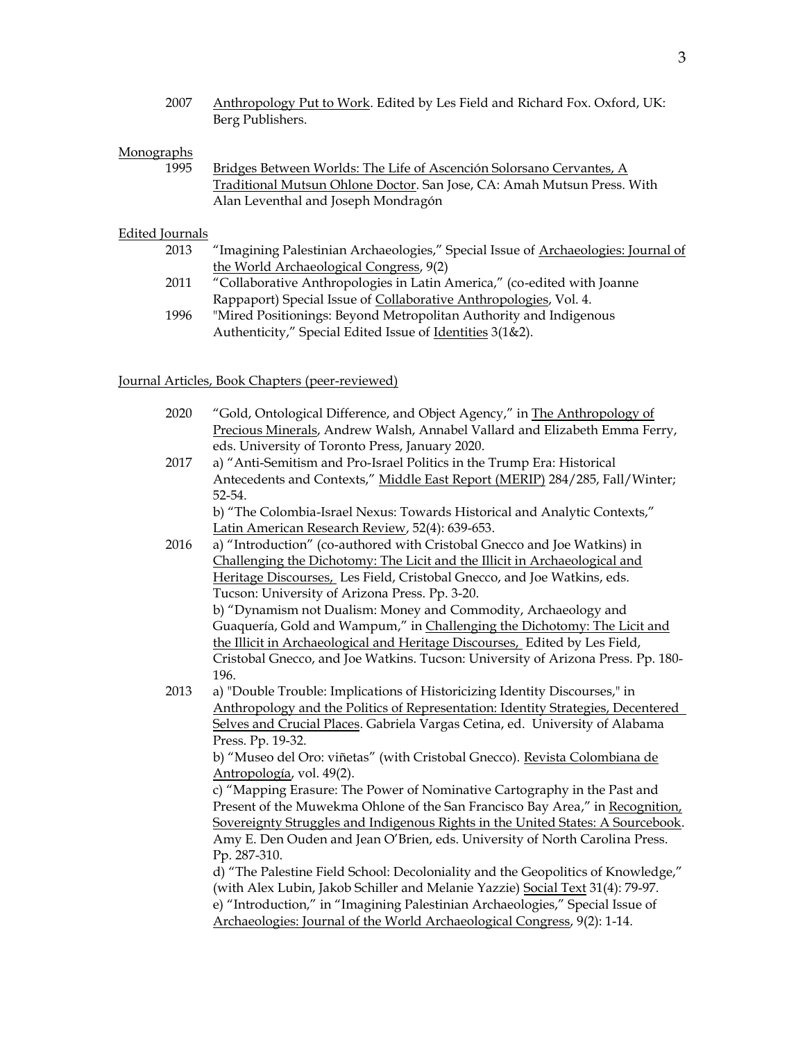2007 Anthropology Put to Work. Edited by Les Field and Richard Fox. Oxford, UK: Berg Publishers.

Monographs

1995 Bridges Between Worlds: The Life of Ascención Solorsano Cervantes, A Traditional Mutsun Ohlone Doctor. San Jose, CA: Amah Mutsun Press. With Alan Leventhal and Joseph Mondragón

Edited Journals

2013 "Imagining Palestinian Archaeologies," Special Issue of Archaeologies: Journal of the World Archaeological Congress, 9(2)

2011 "Collaborative Anthropologies in Latin America," (co-edited with Joanne Rappaport) Special Issue of Collaborative Anthropologies, Vol. 4.

1996 "Mired Positionings: Beyond Metropolitan Authority and Indigenous Authenticity," Special Edited Issue of Identities 3(1&2).

Journal Articles, Book Chapters (peer-reviewed)

2020 "Gold, Ontological Difference, and Object Agency," in The Anthropology of Precious Minerals, Andrew Walsh, Annabel Vallard and Elizabeth Emma Ferry, eds. University of Toronto Press, January 2020.

2017 a) "Anti-Semitism and Pro-Israel Politics in the Trump Era: Historical Antecedents and Contexts," Middle East Report (MERIP) 284/285, Fall/Winter; 52-54.

b) "The Colombia-Israel Nexus: Towards Historical and Analytic Contexts," Latin American Research Review, 52(4): 639-653.

2016 a) "Introduction" (co-authored with Cristobal Gnecco and Joe Watkins) in Challenging the Dichotomy: The Licit and the Illicit in Archaeological and Heritage Discourses, Les Field, Cristobal Gnecco, and Joe Watkins, eds. Tucson: University of Arizona Press. Pp. 3-20.

b) "Dynamism not Dualism: Money and Commodity, Archaeology and Guaquería, Gold and Wampum," in Challenging the Dichotomy: The Licit and the Illicit in Archaeological and Heritage Discourses, Edited by Les Field, Cristobal Gnecco, and Joe Watkins. Tucson: University of Arizona Press. Pp. 180-196.

2013 a) "Double Trouble: Implications of Historicizing Identity Discourses," in Anthropology and the Politics of Representation: Identity Strategies, Decentered Selves and Crucial Places. Gabriela Vargas Cetina, ed. University of Alabama Press. Pp. 19-32.

b) "Museo del Oro: viñetas" (with Cristobal Gnecco). Revista Colombiana de Antropología, vol. 49(2).

c) "Mapping Erasure: The Power of Nominative Cartography in the Past and Present of the Muwekma Ohlone of the San Francisco Bay Area," in Recognition, Sovereignty Struggles and Indigenous Rights in the United States: A Sourcebook. Amy E. Den Ouden and Jean O'Brien, eds. University of North Carolina Press. Pp. 287-310.

d) "The Palestine Field School: Decoloniality and the Geopolitics of Knowledge," (with Alex Lubin, Jakob Schiller and Melanie Yazzie) Social Text 31(4): 79-97.

e) "Introduction," in "Imagining Palestinian Archaeologies," Special Issue of Archaeologies: Journal of the World Archaeological Congress, 9(2): 1-14.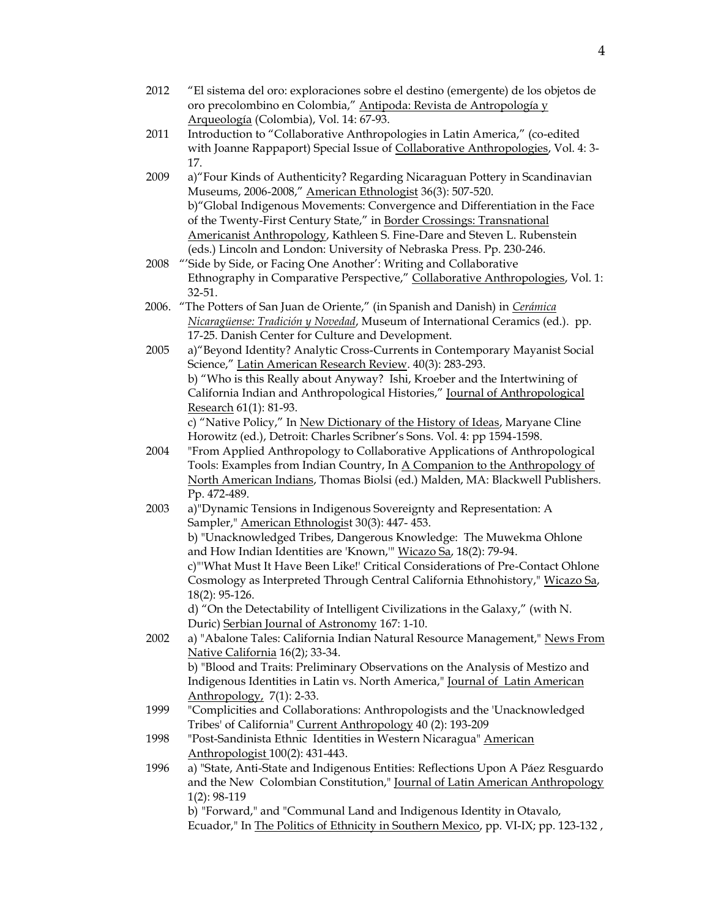2012 "El sistema del oro: exploraciones sobre el destino (emergente) de los objetos de oro precolombino en Colombia," Antipoda: Revista de Antropología y Arqueología (Colombia), Vol. 14: 67-93.

2011 Introduction to "Collaborative Anthropologies in Latin America," (co-edited with Joanne Rappaport) Special Issue of Collaborative Anthropologies, Vol. 4: 3-17.

2009 a)"Four Kinds of Authenticity? Regarding Nicaraguan Pottery in Scandinavian Museums, 2006-2008," American Ethnologist 36(3): 507-520.
b)"Global Indigenous Movements: Convergence and Differentiation in the Face of the Twenty-First Century State," in Border Crossings: Transnational Americanist Anthropology, Kathleen S. Fine-Dare and Steven L. Rubenstein (eds.) Lincoln and London: University of Nebraska Press. Pp. 230-246.

2008 "'Side by Side, or Facing One Another': Writing and Collaborative Ethnography in Comparative Perspective," Collaborative Anthropologies, Vol. 1: 32-51.

2006. "The Potters of San Juan de Oriente," (in Spanish and Danish) in *Cerámica Nicaragüense: Tradición y Novedad*, Museum of International Ceramics (ed.). pp. 17-25. Danish Center for Culture and Development.

2005 a)"Beyond Identity? Analytic Cross-Currents in Contemporary Mayanist Social Science," Latin American Research Review. 40(3): 283-293.
b) "Who is this Really about Anyway? Ishi, Kroeber and the Intertwining of California Indian and Anthropological Histories," Journal of Anthropological Research 61(1): 81-93.
c) "Native Policy," In New Dictionary of the History of Ideas, Maryane Cline Horowitz (ed.), Detroit: Charles Scribner's Sons. Vol. 4: pp 1594-1598.

2004 "From Applied Anthropology to Collaborative Applications of Anthropological Tools: Examples from Indian Country, In A Companion to the Anthropology of North American Indians, Thomas Biolsi (ed.) Malden, MA: Blackwell Publishers. Pp. 472-489.

2003 a)"Dynamic Tensions in Indigenous Sovereignty and Representation: A Sampler," American Ethnologist 30(3): 447- 453.
b) "Unacknowledged Tribes, Dangerous Knowledge: The Muwekma Ohlone and How Indian Identities are 'Known,'" Wicazo Sa, 18(2): 79-94.
c)"'What Must It Have Been Like!' Critical Considerations of Pre-Contact Ohlone Cosmology as Interpreted Through Central California Ethnohistory," Wicazo Sa, 18(2): 95-126.
d) "On the Detectability of Intelligent Civilizations in the Galaxy," (with N. Duric) Serbian Journal of Astronomy 167: 1-10.

2002 a) "Abalone Tales: California Indian Natural Resource Management," News From Native California 16(2); 33-34.
b) "Blood and Traits: Preliminary Observations on the Analysis of Mestizo and Indigenous Identities in Latin vs. North America," Journal of Latin American Anthropology, 7(1): 2-33.

1999 "Complicities and Collaborations: Anthropologists and the 'Unacknowledged Tribes' of California" Current Anthropology 40 (2): 193-209

1998 "Post-Sandinista Ethnic Identities in Western Nicaragua" American Anthropologist 100(2): 431-443.

1996 a) "State, Anti-State and Indigenous Entities: Reflections Upon A Páez Resguardo and the New Colombian Constitution," Journal of Latin American Anthropology 1(2): 98-119
b) "Forward," and "Communal Land and Indigenous Identity in Otavalo, Ecuador," In The Politics of Ethnicity in Southern Mexico, pp. VI-IX; pp. 123-132 ,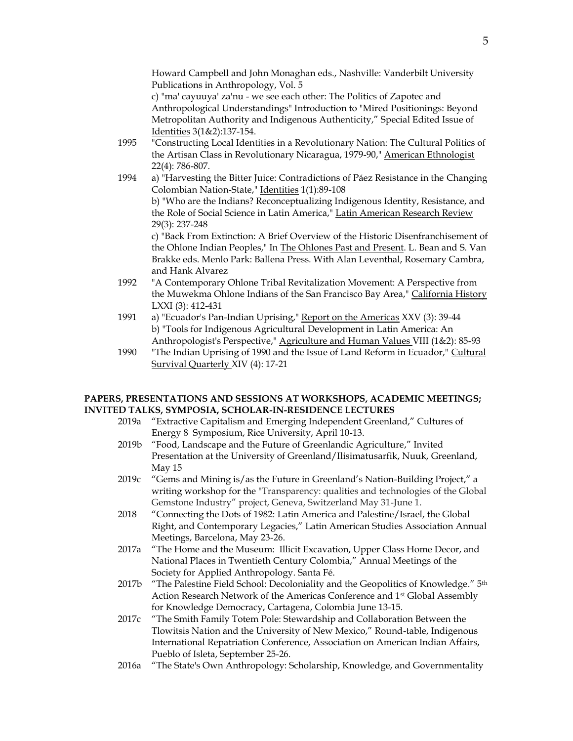Howard Campbell and John Monaghan eds., Nashville: Vanderbilt University Publications in Anthropology, Vol. 5

c) "ma' cayuuya' za'nu - we see each other: The Politics of Zapotec and Anthropological Understandings" Introduction to "Mired Positionings: Beyond Metropolitan Authority and Indigenous Authenticity," Special Edited Issue of Identities 3(1&2):137-154.

1995 "Constructing Local Identities in a Revolutionary Nation: The Cultural Politics of the Artisan Class in Revolutionary Nicaragua, 1979-90," American Ethnologist 22(4): 786-807.

1994 a) "Harvesting the Bitter Juice: Contradictions of Páez Resistance in the Changing Colombian Nation-State," Identities 1(1):89-108

b) "Who are the Indians? Reconceptualizing Indigenous Identity, Resistance, and the Role of Social Science in Latin America," Latin American Research Review 29(3): 237-248

c) "Back From Extinction: A Brief Overview of the Historic Disenfranchisement of the Ohlone Indian Peoples," In The Ohlones Past and Present. L. Bean and S. Van Brakke eds. Menlo Park: Ballena Press. With Alan Leventhal, Rosemary Cambra, and Hank Alvarez

1992 "A Contemporary Ohlone Tribal Revitalization Movement: A Perspective from the Muwekma Ohlone Indians of the San Francisco Bay Area," California History LXXI (3): 412-431

1991 a) "Ecuador's Pan-Indian Uprising," Report on the Americas XXV (3): 39-44

b) "Tools for Indigenous Agricultural Development in Latin America: An Anthropologist's Perspective," Agriculture and Human Values VIII (1&2): 85-93

1990 "The Indian Uprising of 1990 and the Issue of Land Reform in Ecuador," Cultural Survival Quarterly XIV (4): 17-21

**PAPERS, PRESENTATIONS AND SESSIONS AT WORKSHOPS, ACADEMIC MEETINGS; INVITED TALKS, SYMPOSIA, SCHOLAR-IN-RESIDENCE LECTURES**

2019a "Extractive Capitalism and Emerging Independent Greenland," Cultures of Energy 8 Symposium, Rice University, April 10-13.

2019b "Food, Landscape and the Future of Greenlandic Agriculture," Invited Presentation at the University of Greenland/Ilisimatusarfik, Nuuk, Greenland, May 15

2019c "Gems and Mining is/as the Future in Greenland's Nation-Building Project," a writing workshop for the "Transparency: qualities and technologies of the Global Gemstone Industry" project, Geneva, Switzerland May 31-June 1.

2018 "Connecting the Dots of 1982: Latin America and Palestine/Israel, the Global Right, and Contemporary Legacies," Latin American Studies Association Annual Meetings, Barcelona, May 23-26.

2017a "The Home and the Museum: Illicit Excavation, Upper Class Home Decor, and National Places in Twentieth Century Colombia," Annual Meetings of the Society for Applied Anthropology. Santa Fé.

2017b "The Palestine Field School: Decoloniality and the Geopolitics of Knowledge." 5th Action Research Network of the Americas Conference and 1st Global Assembly for Knowledge Democracy, Cartagena, Colombia June 13-15.

2017c "The Smith Family Totem Pole: Stewardship and Collaboration Between the Tlowitsis Nation and the University of New Mexico," Round-table, Indigenous International Repatriation Conference, Association on American Indian Affairs, Pueblo of Isleta, September 25-26.

2016a "The State's Own Anthropology: Scholarship, Knowledge, and Governmentality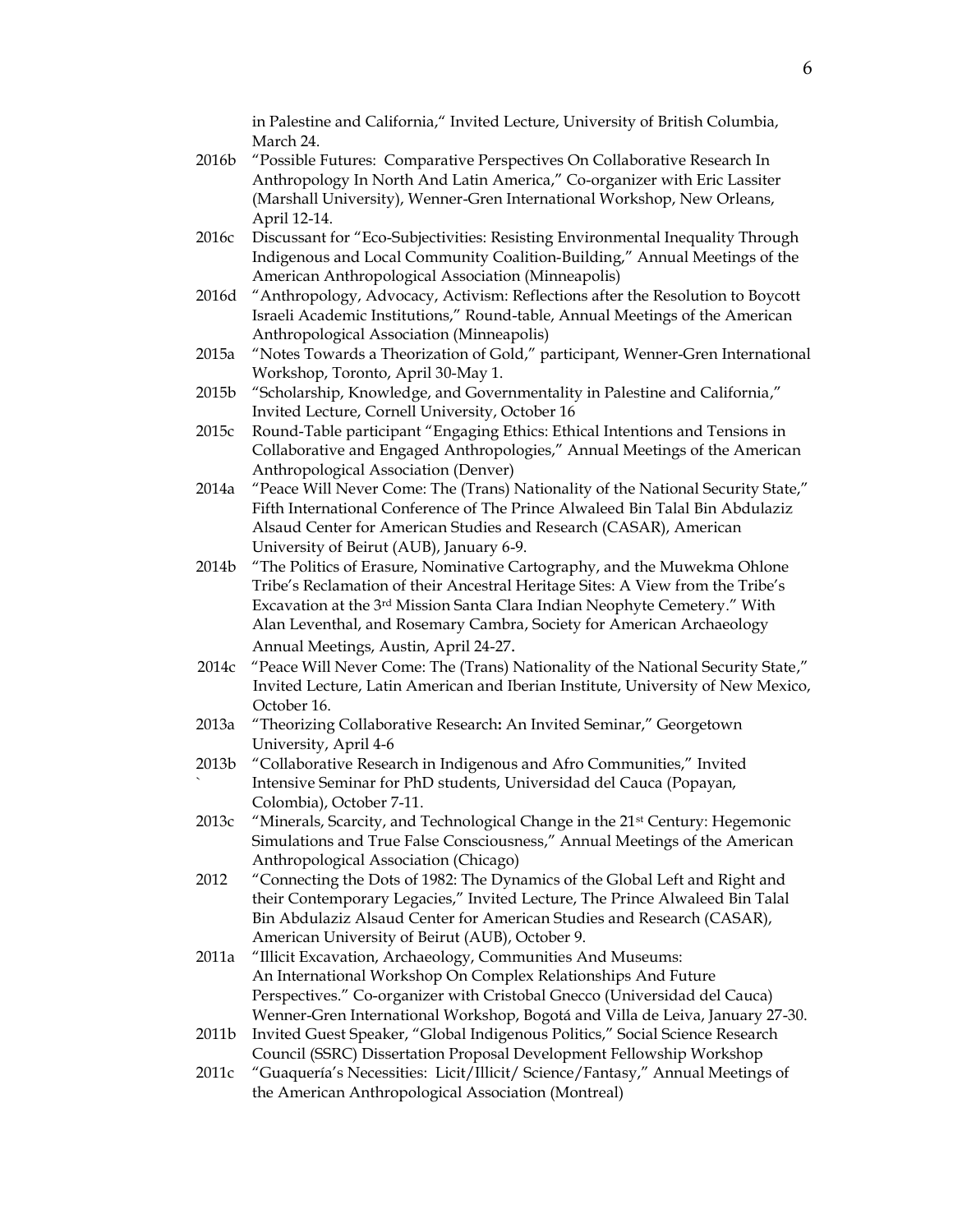in Palestine and California," Invited Lecture, University of British Columbia, March 24.

2016b "Possible Futures: Comparative Perspectives On Collaborative Research In Anthropology In North And Latin America," Co-organizer with Eric Lassiter (Marshall University), Wenner-Gren International Workshop, New Orleans, April 12-14.

2016c Discussant for "Eco-Subjectivities: Resisting Environmental Inequality Through Indigenous and Local Community Coalition-Building," Annual Meetings of the American Anthropological Association (Minneapolis)

2016d "Anthropology, Advocacy, Activism: Reflections after the Resolution to Boycott Israeli Academic Institutions," Round-table, Annual Meetings of the American Anthropological Association (Minneapolis)

2015a "Notes Towards a Theorization of Gold," participant, Wenner-Gren International Workshop, Toronto, April 30-May 1.

2015b "Scholarship, Knowledge, and Governmentality in Palestine and California," Invited Lecture, Cornell University, October 16

2015c Round-Table participant "Engaging Ethics: Ethical Intentions and Tensions in Collaborative and Engaged Anthropologies," Annual Meetings of the American Anthropological Association (Denver)

2014a "Peace Will Never Come: The (Trans) Nationality of the National Security State," Fifth International Conference of The Prince Alwaleed Bin Talal Bin Abdulaziz Alsaud Center for American Studies and Research (CASAR), American University of Beirut (AUB), January 6-9.

2014b "The Politics of Erasure, Nominative Cartography, and the Muwekma Ohlone Tribe's Reclamation of their Ancestral Heritage Sites: A View from the Tribe's Excavation at the 3rd Mission Santa Clara Indian Neophyte Cemetery." With Alan Leventhal, and Rosemary Cambra, Society for American Archaeology Annual Meetings, Austin, April 24-27.

2014c "Peace Will Never Come: The (Trans) Nationality of the National Security State," Invited Lecture, Latin American and Iberian Institute, University of New Mexico, October 16.

2013a "Theorizing Collaborative Research**:** An Invited Seminar," Georgetown University, April 4-6

2013b "Collaborative Research in Indigenous and Afro Communities," Invited Intensive Seminar for PhD students, Universidad del Cauca (Popayan, Colombia), October 7-11.

2013c "Minerals, Scarcity, and Technological Change in the 21st Century: Hegemonic Simulations and True False Consciousness," Annual Meetings of the American Anthropological Association (Chicago)

2012 "Connecting the Dots of 1982: The Dynamics of the Global Left and Right and their Contemporary Legacies," Invited Lecture, The Prince Alwaleed Bin Talal Bin Abdulaziz Alsaud Center for American Studies and Research (CASAR), American University of Beirut (AUB), October 9.

2011a "Illicit Excavation, Archaeology, Communities And Museums: An International Workshop On Complex Relationships And Future Perspectives." Co-organizer with Cristobal Gnecco (Universidad del Cauca) Wenner-Gren International Workshop, Bogotá and Villa de Leiva, January 27-30.

2011b Invited Guest Speaker, "Global Indigenous Politics," Social Science Research Council (SSRC) Dissertation Proposal Development Fellowship Workshop

2011c "Guaquería's Necessities: Licit/Illicit/ Science/Fantasy," Annual Meetings of the American Anthropological Association (Montreal)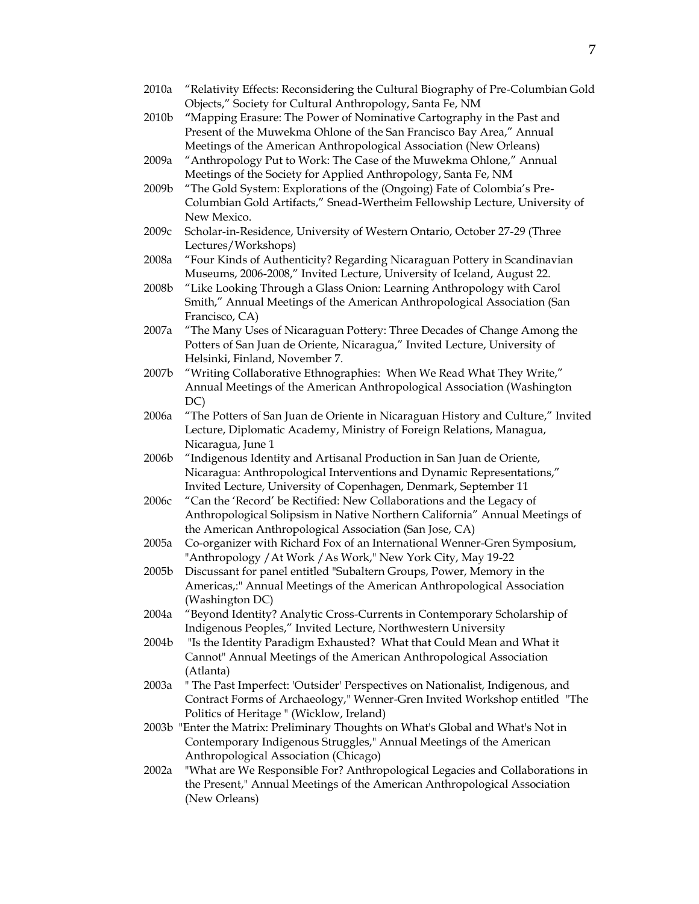2010a “Relativity Effects: Reconsidering the Cultural Biography of Pre-Columbian Gold Objects,” Society for Cultural Anthropology, Santa Fe, NM

2010b **“**Mapping Erasure: The Power of Nominative Cartography in the Past and Present of the Muwekma Ohlone of the San Francisco Bay Area,” Annual Meetings of the American Anthropological Association (New Orleans)

2009a “Anthropology Put to Work: The Case of the Muwekma Ohlone,” Annual Meetings of the Society for Applied Anthropology, Santa Fe, NM

2009b “The Gold System: Explorations of the (Ongoing) Fate of Colombia’s Pre-Columbian Gold Artifacts,” Snead-Wertheim Fellowship Lecture, University of New Mexico.

2009c Scholar-in-Residence, University of Western Ontario, October 27-29 (Three Lectures/Workshops)

2008a “Four Kinds of Authenticity? Regarding Nicaraguan Pottery in Scandinavian Museums, 2006-2008,” Invited Lecture, University of Iceland, August 22.

2008b “Like Looking Through a Glass Onion: Learning Anthropology with Carol Smith,” Annual Meetings of the American Anthropological Association (San Francisco, CA)

2007a “The Many Uses of Nicaraguan Pottery: Three Decades of Change Among the Potters of San Juan de Oriente, Nicaragua,” Invited Lecture, University of Helsinki, Finland, November 7.

2007b “Writing Collaborative Ethnographies: When We Read What They Write,” Annual Meetings of the American Anthropological Association (Washington DC)

2006a “The Potters of San Juan de Oriente in Nicaraguan History and Culture,” Invited Lecture, Diplomatic Academy, Ministry of Foreign Relations, Managua, Nicaragua, June 1

2006b “Indigenous Identity and Artisanal Production in San Juan de Oriente, Nicaragua: Anthropological Interventions and Dynamic Representations,” Invited Lecture, University of Copenhagen, Denmark, September 11

2006c “Can the ‘Record’ be Rectified: New Collaborations and the Legacy of Anthropological Solipsism in Native Northern California” Annual Meetings of the American Anthropological Association (San Jose, CA)

2005a Co-organizer with Richard Fox of an International Wenner-Gren Symposium, "Anthropology /At Work /As Work," New York City, May 19-22

2005b Discussant for panel entitled "Subaltern Groups, Power, Memory in the Americas,:" Annual Meetings of the American Anthropological Association (Washington DC)

2004a “Beyond Identity? Analytic Cross-Currents in Contemporary Scholarship of Indigenous Peoples,” Invited Lecture, Northwestern University

2004b "Is the Identity Paradigm Exhausted? What that Could Mean and What it Cannot" Annual Meetings of the American Anthropological Association (Atlanta)

2003a " The Past Imperfect: 'Outsider' Perspectives on Nationalist, Indigenous, and Contract Forms of Archaeology," Wenner-Gren Invited Workshop entitled "The Politics of Heritage " (Wicklow, Ireland)

2003b "Enter the Matrix: Preliminary Thoughts on What's Global and What's Not in Contemporary Indigenous Struggles," Annual Meetings of the American Anthropological Association (Chicago)

2002a "What are We Responsible For? Anthropological Legacies and Collaborations in the Present," Annual Meetings of the American Anthropological Association (New Orleans)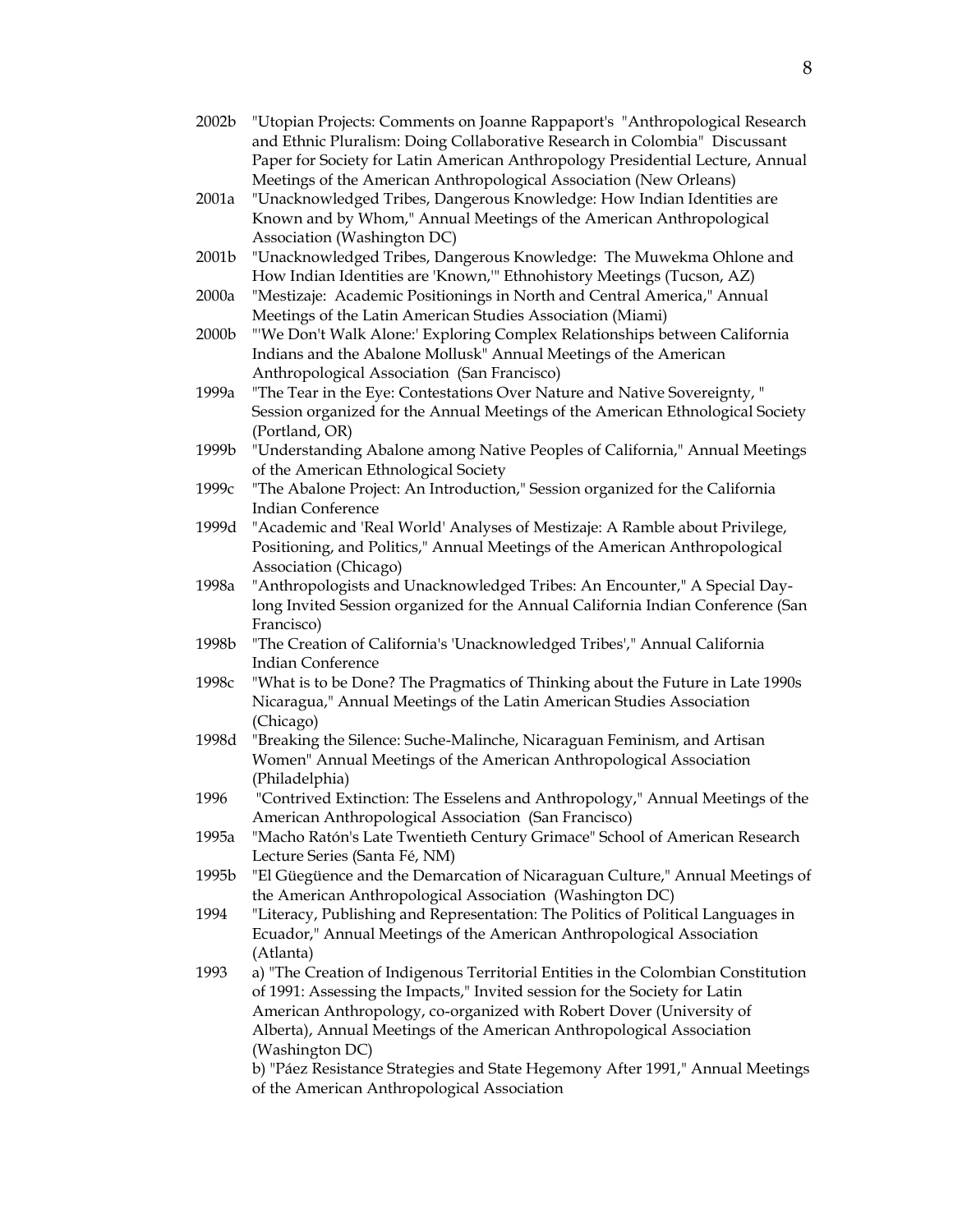2002b "Utopian Projects: Comments on Joanne Rappaport's "Anthropological Research and Ethnic Pluralism: Doing Collaborative Research in Colombia" Discussant Paper for Society for Latin American Anthropology Presidential Lecture, Annual Meetings of the American Anthropological Association (New Orleans)

2001a "Unacknowledged Tribes, Dangerous Knowledge: How Indian Identities are Known and by Whom," Annual Meetings of the American Anthropological Association (Washington DC)

2001b "Unacknowledged Tribes, Dangerous Knowledge: The Muwekma Ohlone and How Indian Identities are 'Known,'" Ethnohistory Meetings (Tucson, AZ)

2000a "Mestizaje: Academic Positionings in North and Central America," Annual Meetings of the Latin American Studies Association (Miami)

2000b "'We Don't Walk Alone:' Exploring Complex Relationships between California Indians and the Abalone Mollusk" Annual Meetings of the American Anthropological Association (San Francisco)

1999a "The Tear in the Eye: Contestations Over Nature and Native Sovereignty, " Session organized for the Annual Meetings of the American Ethnological Society (Portland, OR)

1999b "Understanding Abalone among Native Peoples of California," Annual Meetings of the American Ethnological Society

1999c "The Abalone Project: An Introduction," Session organized for the California Indian Conference

1999d "Academic and 'Real World' Analyses of Mestizaje: A Ramble about Privilege, Positioning, and Politics," Annual Meetings of the American Anthropological Association (Chicago)

1998a "Anthropologists and Unacknowledged Tribes: An Encounter," A Special Day-long Invited Session organized for the Annual California Indian Conference (San Francisco)

1998b "The Creation of California's 'Unacknowledged Tribes'," Annual California Indian Conference

1998c "What is to be Done? The Pragmatics of Thinking about the Future in Late 1990s Nicaragua," Annual Meetings of the Latin American Studies Association (Chicago)

1998d "Breaking the Silence: Suche-Malinche, Nicaraguan Feminism, and Artisan Women" Annual Meetings of the American Anthropological Association (Philadelphia)

1996 "Contrived Extinction: The Esselens and Anthropology," Annual Meetings of the American Anthropological Association (San Francisco)

1995a "Macho Ratón's Late Twentieth Century Grimace" School of American Research Lecture Series (Santa Fé, NM)

1995b "El Güegüence and the Demarcation of Nicaraguan Culture," Annual Meetings of the American Anthropological Association (Washington DC)

1994 "Literacy, Publishing and Representation: The Politics of Political Languages in Ecuador," Annual Meetings of the American Anthropological Association (Atlanta)

1993 a) "The Creation of Indigenous Territorial Entities in the Colombian Constitution of 1991: Assessing the Impacts," Invited session for the Society for Latin American Anthropology, co-organized with Robert Dover (University of Alberta), Annual Meetings of the American Anthropological Association (Washington DC)

b) "Páez Resistance Strategies and State Hegemony After 1991," Annual Meetings of the American Anthropological Association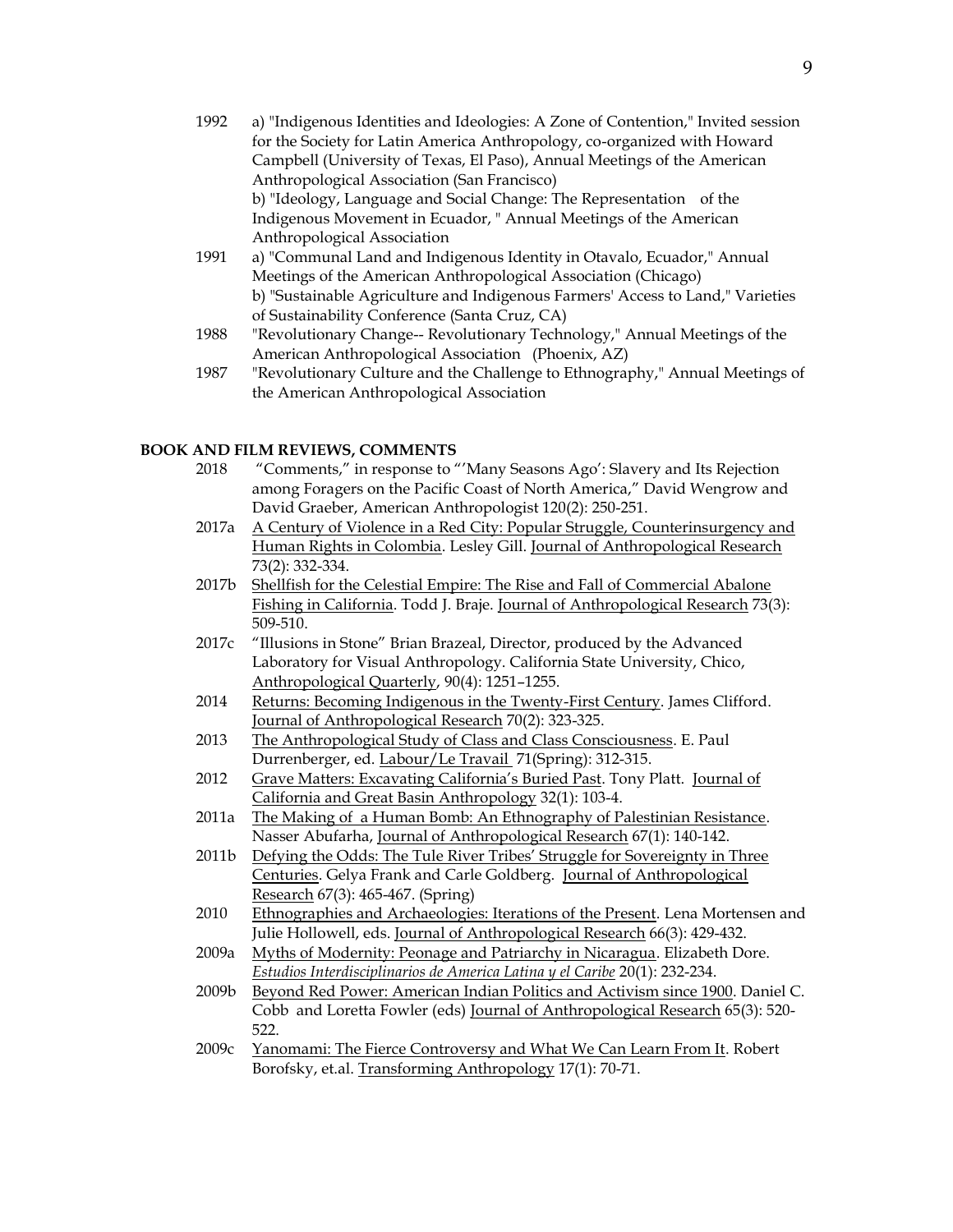1992 a) "Indigenous Identities and Ideologies: A Zone of Contention," Invited session for the Society for Latin America Anthropology, co-organized with Howard Campbell (University of Texas, El Paso), Annual Meetings of the American Anthropological Association (San Francisco)
b) "Ideology, Language and Social Change: The Representation of the Indigenous Movement in Ecuador, " Annual Meetings of the American Anthropological Association

1991 a) "Communal Land and Indigenous Identity in Otavalo, Ecuador," Annual Meetings of the American Anthropological Association (Chicago)
b) "Sustainable Agriculture and Indigenous Farmers' Access to Land," Varieties of Sustainability Conference (Santa Cruz, CA)

1988 "Revolutionary Change-- Revolutionary Technology," Annual Meetings of the American Anthropological Association (Phoenix, AZ)

1987 "Revolutionary Culture and the Challenge to Ethnography," Annual Meetings of the American Anthropological Association

## BOOK AND FILM REVIEWS, COMMENTS

2018 "Comments," in response to "'Many Seasons Ago': Slavery and Its Rejection among Foragers on the Pacific Coast of North America," David Wengrow and David Graeber, American Anthropologist 120(2): 250-251.

2017a A Century of Violence in a Red City: Popular Struggle, Counterinsurgency and Human Rights in Colombia. Lesley Gill. Journal of Anthropological Research 73(2): 332-334.

2017b Shellfish for the Celestial Empire: The Rise and Fall of Commercial Abalone Fishing in California. Todd J. Braje. Journal of Anthropological Research 73(3): 509-510.

2017c "Illusions in Stone" Brian Brazeal, Director, produced by the Advanced Laboratory for Visual Anthropology. California State University, Chico, Anthropological Quarterly, 90(4): 1251–1255.

2014 Returns: Becoming Indigenous in the Twenty-First Century. James Clifford. Journal of Anthropological Research 70(2): 323-325.

2013 The Anthropological Study of Class and Class Consciousness. E. Paul Durrenberger, ed. Labour/Le Travail 71(Spring): 312-315.

2012 Grave Matters: Excavating California's Buried Past. Tony Platt. Journal of California and Great Basin Anthropology 32(1): 103-4.

2011a The Making of a Human Bomb: An Ethnography of Palestinian Resistance. Nasser Abufarha, Journal of Anthropological Research 67(1): 140-142.

2011b Defying the Odds: The Tule River Tribes' Struggle for Sovereignty in Three Centuries. Gelya Frank and Carle Goldberg. Journal of Anthropological Research 67(3): 465-467. (Spring)

2010 Ethnographies and Archaeologies: Iterations of the Present. Lena Mortensen and Julie Hollowell, eds. Journal of Anthropological Research 66(3): 429-432.

2009a Myths of Modernity: Peonage and Patriarchy in Nicaragua. Elizabeth Dore. *Estudios Interdisciplinarios de America Latina y el Caribe* 20(1): 232-234.

2009b Beyond Red Power: American Indian Politics and Activism since 1900. Daniel C. Cobb and Loretta Fowler (eds) Journal of Anthropological Research 65(3): 520-522.

2009c Yanomami: The Fierce Controversy and What We Can Learn From It. Robert Borofsky, et.al. Transforming Anthropology 17(1): 70-71.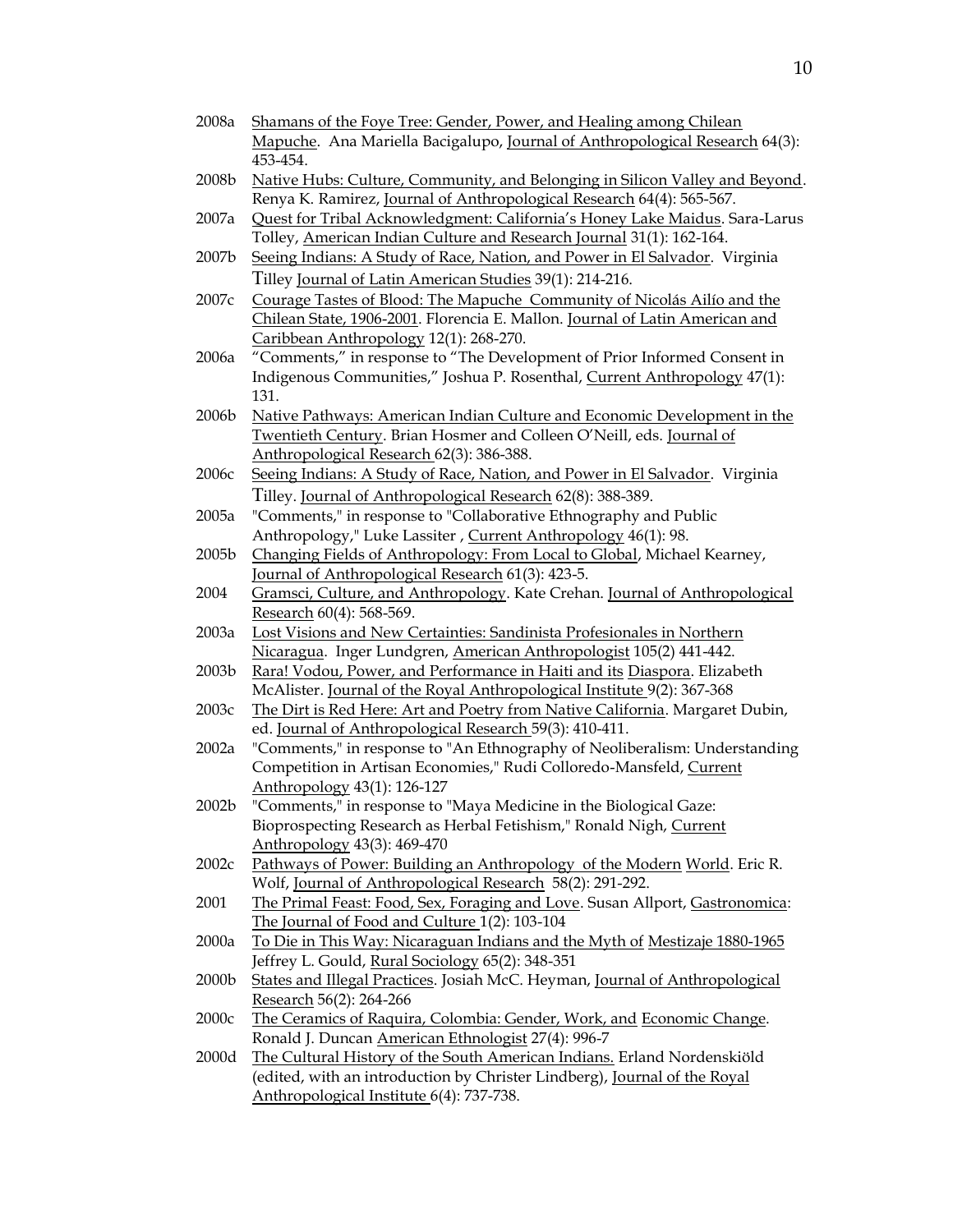2008a Shamans of the Foye Tree: Gender, Power, and Healing among Chilean Mapuche. Ana Mariella Bacigalupo, Journal of Anthropological Research 64(3): 453-454.

2008b Native Hubs: Culture, Community, and Belonging in Silicon Valley and Beyond. Renya K. Ramirez, Journal of Anthropological Research 64(4): 565-567.

2007a Quest for Tribal Acknowledgment: California's Honey Lake Maidus. Sara-Larus Tolley, American Indian Culture and Research Journal 31(1): 162-164.

2007b Seeing Indians: A Study of Race, Nation, and Power in El Salvador. Virginia Tilley Journal of Latin American Studies 39(1): 214-216.

2007c Courage Tastes of Blood: The Mapuche Community of Nicolás Ailío and the Chilean State, 1906-2001. Florencia E. Mallon. Journal of Latin American and Caribbean Anthropology 12(1): 268-270.

2006a "Comments," in response to "The Development of Prior Informed Consent in Indigenous Communities," Joshua P. Rosenthal, Current Anthropology 47(1): 131.

2006b Native Pathways: American Indian Culture and Economic Development in the Twentieth Century. Brian Hosmer and Colleen O'Neill, eds. Journal of Anthropological Research 62(3): 386-388.

2006c Seeing Indians: A Study of Race, Nation, and Power in El Salvador. Virginia Tilley. Journal of Anthropological Research 62(8): 388-389.

2005a "Comments," in response to "Collaborative Ethnography and Public Anthropology," Luke Lassiter , Current Anthropology 46(1): 98.

2005b Changing Fields of Anthropology: From Local to Global, Michael Kearney, Journal of Anthropological Research 61(3): 423-5.

2004 Gramsci, Culture, and Anthropology. Kate Crehan. Journal of Anthropological Research 60(4): 568-569.

2003a Lost Visions and New Certainties: Sandinista Profesionales in Northern Nicaragua. Inger Lundgren, American Anthropologist 105(2) 441-442.

2003b Rara! Vodou, Power, and Performance in Haiti and its Diaspora. Elizabeth McAlister. Journal of the Royal Anthropological Institute 9(2): 367-368

2003c The Dirt is Red Here: Art and Poetry from Native California. Margaret Dubin, ed. Journal of Anthropological Research 59(3): 410-411.

2002a "Comments," in response to "An Ethnography of Neoliberalism: Understanding Competition in Artisan Economies," Rudi Colloredo-Mansfeld, Current Anthropology 43(1): 126-127

2002b "Comments," in response to "Maya Medicine in the Biological Gaze: Bioprospecting Research as Herbal Fetishism," Ronald Nigh, Current Anthropology 43(3): 469-470

2002c Pathways of Power: Building an Anthropology of the Modern World. Eric R. Wolf, Journal of Anthropological Research 58(2): 291-292.

2001 The Primal Feast: Food, Sex, Foraging and Love. Susan Allport, Gastronomica: The Journal of Food and Culture 1(2): 103-104

2000a To Die in This Way: Nicaraguan Indians and the Myth of Mestizaje 1880-1965 Jeffrey L. Gould, Rural Sociology 65(2): 348-351

2000b States and Illegal Practices. Josiah McC. Heyman, Journal of Anthropological Research 56(2): 264-266

2000c The Ceramics of Raquira, Colombia: Gender, Work, and Economic Change. Ronald J. Duncan American Ethnologist 27(4): 996-7

2000d The Cultural History of the South American Indians. Erland Nordenskiöld (edited, with an introduction by Christer Lindberg), Journal of the Royal Anthropological Institute 6(4): 737-738.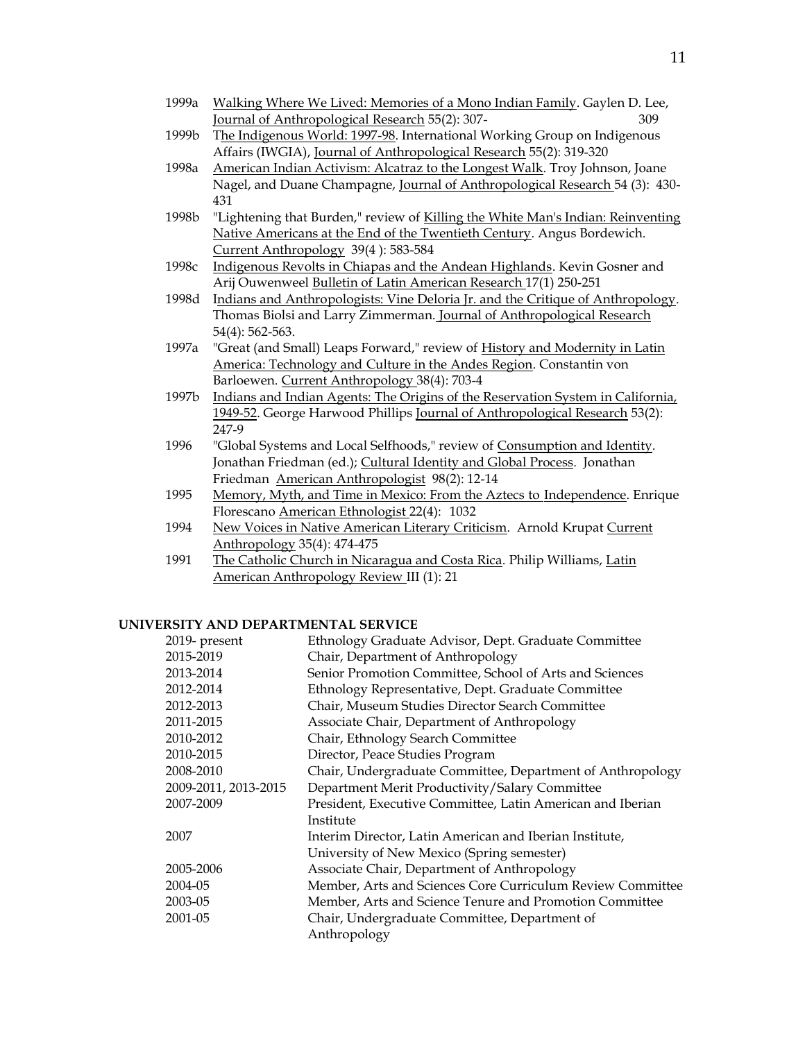1999a Walking Where We Lived: Memories of a Mono Indian Family. Gaylen D. Lee, Journal of Anthropological Research 55(2): 307-309

1999b The Indigenous World: 1997-98. International Working Group on Indigenous Affairs (IWGIA), Journal of Anthropological Research 55(2): 319-320

1998a American Indian Activism: Alcatraz to the Longest Walk. Troy Johnson, Joane Nagel, and Duane Champagne, Journal of Anthropological Research 54 (3): 430-431

1998b "Lightening that Burden," review of Killing the White Man's Indian: Reinventing Native Americans at the End of the Twentieth Century. Angus Bordewich. Current Anthropology 39(4 ): 583-584

1998c Indigenous Revolts in Chiapas and the Andean Highlands. Kevin Gosner and Arij Ouwenweel Bulletin of Latin American Research 17(1) 250-251

1998d Indians and Anthropologists: Vine Deloria Jr. and the Critique of Anthropology. Thomas Biolsi and Larry Zimmerman. Journal of Anthropological Research 54(4): 562-563.

1997a "Great (and Small) Leaps Forward," review of History and Modernity in Latin America: Technology and Culture in the Andes Region. Constantin von Barloewen. Current Anthropology 38(4): 703-4

1997b Indians and Indian Agents: The Origins of the Reservation System in California, 1949-52. George Harwood Phillips Journal of Anthropological Research 53(2): 247-9

1996 "Global Systems and Local Selfhoods," review of Consumption and Identity. Jonathan Friedman (ed.); Cultural Identity and Global Process. Jonathan Friedman American Anthropologist 98(2): 12-14

1995 Memory, Myth, and Time in Mexico: From the Aztecs to Independence. Enrique Florescano American Ethnologist 22(4): 1032

1994 New Voices in Native American Literary Criticism. Arnold Krupat Current Anthropology 35(4): 474-475

1991 The Catholic Church in Nicaragua and Costa Rica. Philip Williams, Latin American Anthropology Review III (1): 21

## UNIVERSITY AND DEPARTMENTAL SERVICE

| | |
|---|---|
| 2019- present | Ethnology Graduate Advisor, Dept. Graduate Committee |
| 2015-2019 | Chair, Department of Anthropology |
| 2013-2014 | Senior Promotion Committee, School of Arts and Sciences |
| 2012-2014 | Ethnology Representative, Dept. Graduate Committee |
| 2012-2013 | Chair, Museum Studies Director Search Committee |
| 2011-2015 | Associate Chair, Department of Anthropology |
| 2010-2012 | Chair, Ethnology Search Committee |
| 2010-2015 | Director, Peace Studies Program |
| 2008-2010 | Chair, Undergraduate Committee, Department of Anthropology |
| 2009-2011, 2013-2015 | Department Merit Productivity/Salary Committee |
| 2007-2009 | President, Executive Committee, Latin American and Iberian Institute |
| 2007 | Interim Director, Latin American and Iberian Institute, University of New Mexico (Spring semester) |
| 2005-2006 | Associate Chair, Department of Anthropology |
| 2004-05 | Member, Arts and Sciences Core Curriculum Review Committee |
| 2003-05 | Member, Arts and Science Tenure and Promotion Committee |
| 2001-05 | Chair, Undergraduate Committee, Department of Anthropology |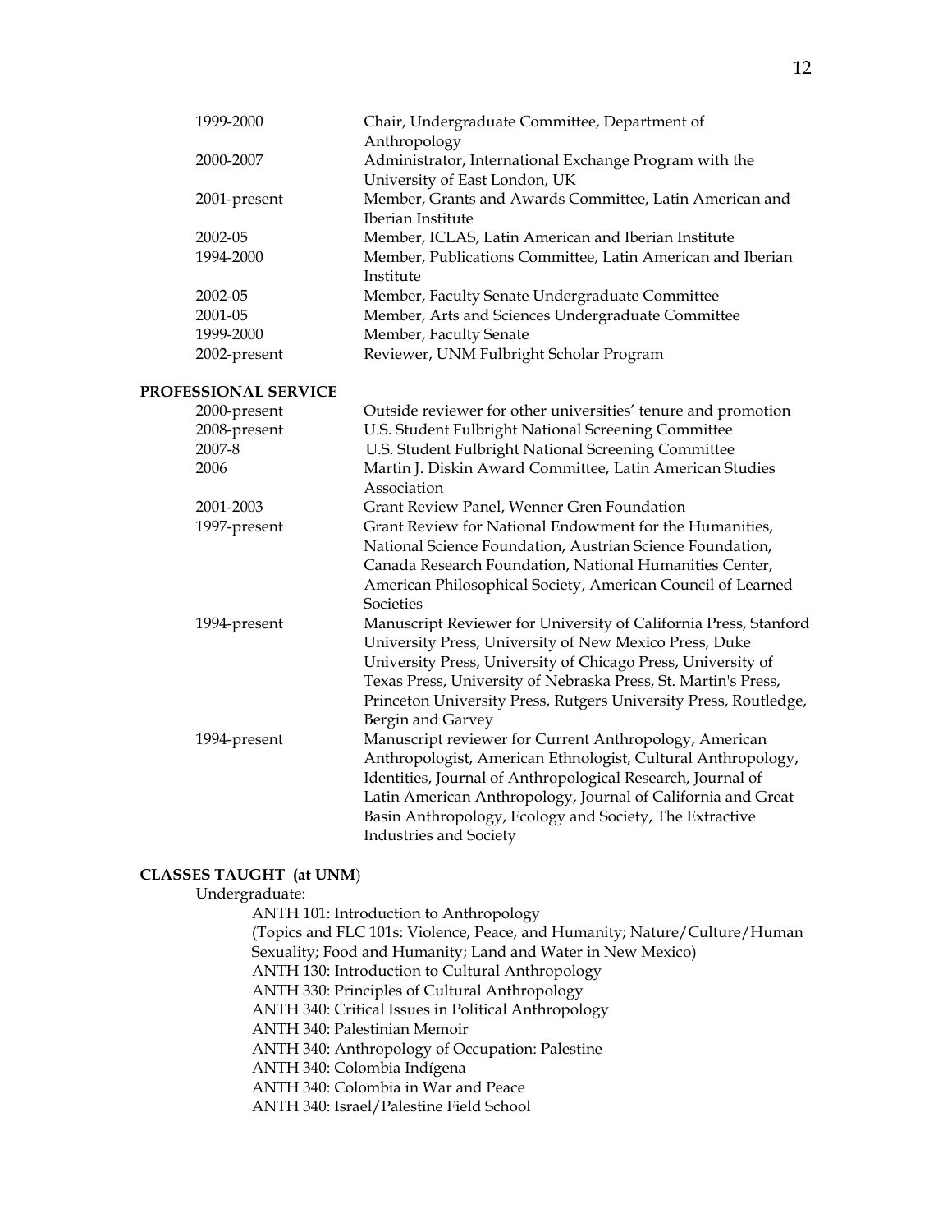| | |
|---|---|
| 1999-2000 | Chair, Undergraduate Committee, Department of Anthropology |
| 2000-2007 | Administrator, International Exchange Program with the University of East London, UK |
| 2001-present | Member, Grants and Awards Committee, Latin American and Iberian Institute |
| 2002-05 | Member, ICLAS, Latin American and Iberian Institute |
| 1994-2000 | Member, Publications Committee, Latin American and Iberian Institute |
| 2002-05 | Member, Faculty Senate Undergraduate Committee |
| 2001-05 | Member, Arts and Sciences Undergraduate Committee |
| 1999-2000 | Member, Faculty Senate |
| 2002-present | Reviewer, UNM Fulbright Scholar Program |

**PROFESSIONAL SERVICE**

| | |
|---|---|
| 2000-present | Outside reviewer for other universities' tenure and promotion |
| 2008-present | U.S. Student Fulbright National Screening Committee |
| 2007-8 | U.S. Student Fulbright National Screening Committee |
| 2006 | Martin J. Diskin Award Committee, Latin American Studies Association |
| 2001-2003 | Grant Review Panel, Wenner Gren Foundation |
| 1997-present | Grant Review for National Endowment for the Humanities, National Science Foundation, Austrian Science Foundation, Canada Research Foundation, National Humanities Center, American Philosophical Society, American Council of Learned Societies |
| 1994-present | Manuscript Reviewer for University of California Press, Stanford University Press, University of New Mexico Press, Duke University Press, University of Chicago Press, University of Texas Press, University of Nebraska Press, St. Martin's Press, Princeton University Press, Rutgers University Press, Routledge, Bergin and Garvey |
| 1994-present | Manuscript reviewer for Current Anthropology, American Anthropologist, American Ethnologist, Cultural Anthropology, Identities, Journal of Anthropological Research, Journal of Latin American Anthropology, Journal of California and Great Basin Anthropology, Ecology and Society, The Extractive Industries and Society |

**CLASSES TAUGHT (at UNM)**

Undergraduate:

ANTH 101: Introduction to Anthropology
(Topics and FLC 101s: Violence, Peace, and Humanity; Nature/Culture/Human Sexuality; Food and Humanity; Land and Water in New Mexico)
ANTH 130: Introduction to Cultural Anthropology
ANTH 330: Principles of Cultural Anthropology
ANTH 340: Critical Issues in Political Anthropology
ANTH 340: Palestinian Memoir
ANTH 340: Anthropology of Occupation: Palestine
ANTH 340: Colombia Indígena
ANTH 340: Colombia in War and Peace
ANTH 340: Israel/Palestine Field School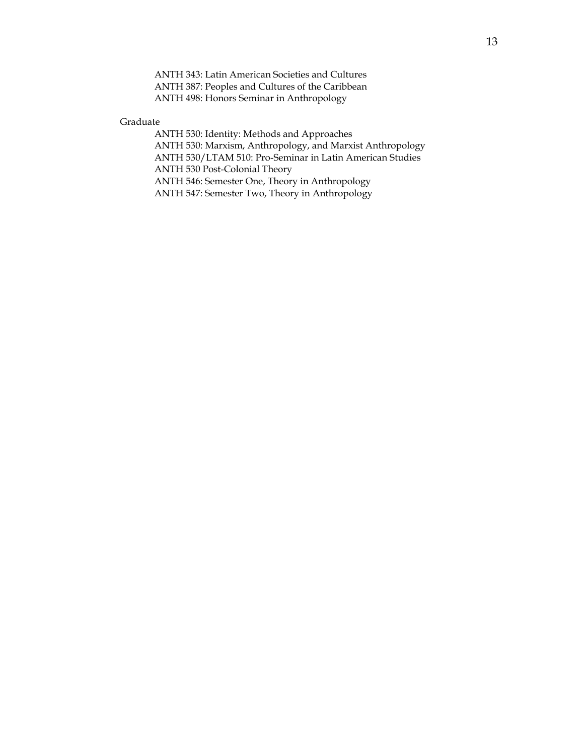ANTH 343: Latin American Societies and Cultures
ANTH 387: Peoples and Cultures of the Caribbean
ANTH 498: Honors Seminar in Anthropology

Graduate

ANTH 530: Identity: Methods and Approaches
ANTH 530: Marxism, Anthropology, and Marxist Anthropology
ANTH 530/LTAM 510: Pro-Seminar in Latin American Studies
ANTH 530 Post-Colonial Theory
ANTH 546: Semester One, Theory in Anthropology
ANTH 547: Semester Two, Theory in Anthropology